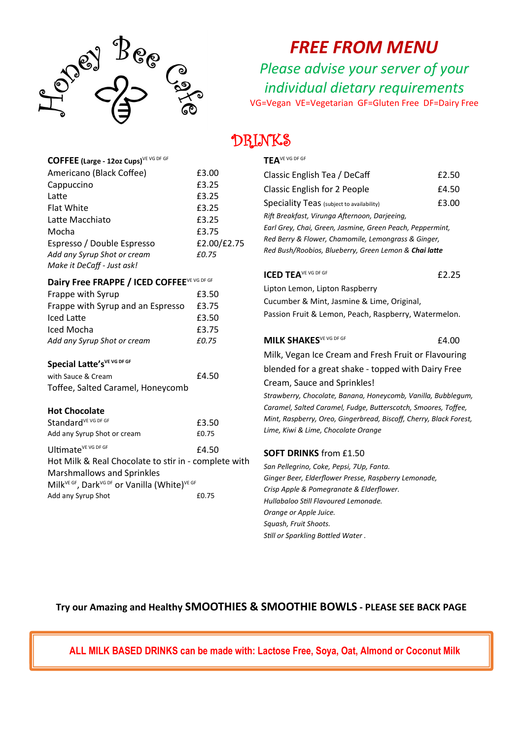Honey Bee Cafe

# FREE FROM MENU

*Please advise your server of your individual dietary requirements*

VG=Vegan VE=Vegetarian GF=Gluten Free DF=Dairy Free

## DRINKS

### COFFEE (Large - 12oz Cups) VE VG DF GF

| | |
|---|---|
| Americano (Black Coffee) | £3.00 |
| Cappuccino | £3.25 |
| Latte | £3.25 |
| Flat White | £3.25 |
| Latte Macchiato | £3.25 |
| Mocha | £3.75 |
| Espresso / Double Espresso | £2.00/£2.75 |
| *Add any Syrup Shot or cream* | *£0.75* |

*Make it DeCaff - Just ask!*

### Dairy Free FRAPPE / ICED COFFEE VE VG DF GF

| | |
|---|---|
| Frappe with Syrup | £3.50 |
| Frappe with Syrup and an Espresso | £3.75 |
| Iced Latte | £3.50 |
| Iced Mocha | £3.75 |
| *Add any Syrup Shot or cream* | *£0.75* |

### Special Latte's VE VG DF GF

with Sauce & Cream — £4.50

Toffee, Salted Caramel, Honeycomb

### Hot Chocolate

Standard VE VG DF GF — £3.50

Add any Syrup Shot or cream — £0.75

Ultimate VE VG DF GF — £4.50

Hot Milk & Real Chocolate to stir in - complete with Marshmallows and Sprinkles

Milk VE GF, Dark VG DF or Vanilla (White) VE GF

Add any Syrup Shot — £0.75

### TEA VE VG DF GF

| | |
|---|---|
| Classic English Tea / DeCaff | £2.50 |
| Classic English for 2 People | £4.50 |
| Speciality Teas (subject to availability) | £3.00 |

*Rift Breakfast, Virunga Afternoon, Darjeeing, Earl Grey, Chai, Green, Jasmine, Green Peach, Peppermint, Red Berry & Flower, Chamomile, Lemongrass & Ginger, Red Bush/Roobios, Blueberry, Green Lemon & **Chai latte***

### ICED TEA VE VG DF GF — £2.25

Lipton Lemon, Lipton Raspberry

Cucumber & Mint, Jasmine & Lime, Original, Passion Fruit & Lemon, Peach, Raspberry, Watermelon.

### MILK SHAKES VE VG DF GF — £4.00

Milk, Vegan Ice Cream and Fresh Fruit or Flavouring blended for a great shake - topped with Dairy Free Cream, Sauce and Sprinkles!

*Strawberry, Chocolate, Banana, Honeycomb, Vanilla, Bubblegum, Caramel, Salted Caramel, Fudge, Butterscotch, Smoores, Toffee, Mint, Raspberry, Oreo, Gingerbread, Biscoff, Cherry, Black Forest, Lime, Kiwi & Lime, Chocolate Orange*

### SOFT DRINKS from £1.50

*San Pellegrino, Coke, Pepsi, 7Up, Fanta.*
*Ginger Beer, Elderflower Presse, Raspberry Lemonade,*
*Crisp Apple & Pomegranate & Elderflower.*
*Hullabaloo Still Flavoured Lemonade.*
*Orange or Apple Juice.*
*Squash, Fruit Shoots.*
*Still or Sparkling Bottled Water .*

**Try our Amazing and Healthy SMOOTHIES & SMOOTHIE BOWLS - PLEASE SEE BACK PAGE**

**ALL MILK BASED DRINKS can be made with: Lactose Free, Soya, Oat, Almond or Coconut Milk**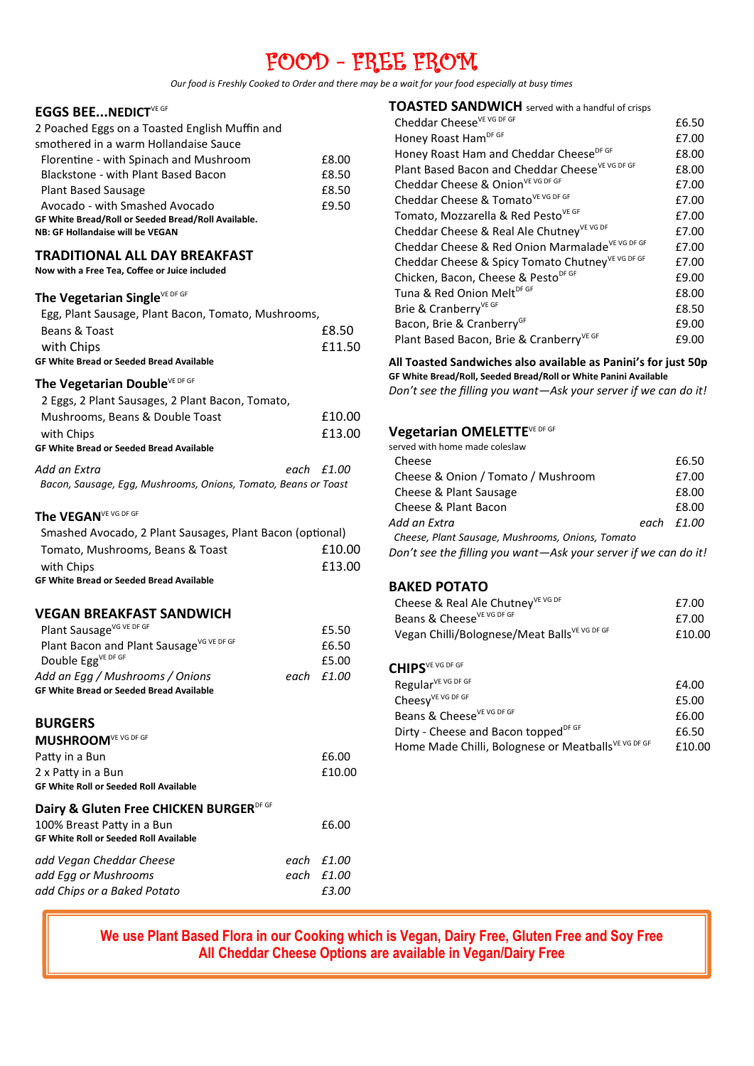# FOOD - FREE FROM

*Our food is Freshly Cooked to Order and there may be a wait for your food especially at busy times*

## EGGS BEE...NEDICT VE GF

2 Poached Eggs on a Toasted English Muffin and smothered in a warm Hollandaise Sauce

| | |
|---|---|
| Florentine - with Spinach and Mushroom | £8.00 |
| Blackstone - with Plant Based Bacon | £8.50 |
| Plant Based Sausage | £8.50 |
| Avocado - with Smashed Avocado | £9.50 |

**GF White Bread/Roll or Seeded Bread/Roll Available.**
**NB: GF Hollandaise will be VEGAN**

## TRADITIONAL ALL DAY BREAKFAST

**Now with a Free Tea, Coffee or Juice included**

### The Vegetarian Single VE DF GF

| | |
|---|---|
| Egg, Plant Sausage, Plant Bacon, Tomato, Mushrooms, Beans & Toast | £8.50 |
| with Chips | £11.50 |

**GF White Bread or Seeded Bread Available**

### The Vegetarian Double VE DF GF

| | |
|---|---|
| 2 Eggs, 2 Plant Sausages, 2 Plant Bacon, Tomato, Mushrooms, Beans & Double Toast | £10.00 |
| with Chips | £13.00 |

**GF White Bread or Seeded Bread Available**

*Add an Extra* — *each £1.00*
*Bacon, Sausage, Egg, Mushrooms, Onions, Tomato, Beans or Toast*

### The VEGAN VE VG DF GF

| | |
|---|---|
| Smashed Avocado, 2 Plant Sausages, Plant Bacon (optional) Tomato, Mushrooms, Beans & Toast | £10.00 |
| with Chips | £13.00 |

**GF White Bread or Seeded Bread Available**

## VEGAN BREAKFAST SANDWICH

| | |
|---|---|
| Plant Sausage VG VE DF GF | £5.50 |
| Plant Bacon and Plant Sausage VG VE DF GF | £6.50 |
| Double Egg VE DF GF | £5.00 |
| *Add an Egg / Mushrooms / Onions* | *each £1.00* |

**GF White Bread or Seeded Bread Available**

## BURGERS

### MUSHROOM VE VG DF GF

| | |
|---|---|
| Patty in a Bun | £6.00 |
| 2 x Patty in a Bun | £10.00 |

**GF White Roll or Seeded Roll Available**

### Dairy & Gluten Free CHICKEN BURGER DF GF

| | |
|---|---|
| 100% Breast Patty in a Bun | £6.00 |

**GF White Roll or Seeded Roll Available**

| | |
|---|---|
| *add Vegan Cheddar Cheese* | *each £1.00* |
| *add Egg or Mushrooms* | *each £1.00* |
| *add Chips or a Baked Potato* | *£3.00* |

## TOASTED SANDWICH served with a handful of crisps

| | |
|---|---|
| Cheddar Cheese VE VG DF GF | £6.50 |
| Honey Roast Ham DF GF | £7.00 |
| Honey Roast Ham and Cheddar Cheese DF GF | £8.00 |
| Plant Based Bacon and Cheddar Cheese VE VG DF GF | £8.00 |
| Cheddar Cheese & Onion VE VG DF GF | £7.00 |
| Cheddar Cheese & Tomato VE VG DF GF | £7.00 |
| Tomato, Mozzarella & Red Pesto VE GF | £7.00 |
| Cheddar Cheese & Real Ale Chutney VE VG DF | £7.00 |
| Cheddar Cheese & Red Onion Marmalade VE VG DF GF | £7.00 |
| Cheddar Cheese & Spicy Tomato Chutney VE VG DF GF | £7.00 |
| Chicken, Bacon, Cheese & Pesto DF GF | £9.00 |
| Tuna & Red Onion Melt DF GF | £8.00 |
| Brie & Cranberry VE GF | £8.50 |
| Bacon, Brie & Cranberry GF | £9.00 |
| Plant Based Bacon, Brie & Cranberry VE GF | £9.00 |

**All Toasted Sandwiches also available as Panini's for just 50p**
**GF White Bread/Roll, Seeded Bread/Roll or White Panini Available**
*Don't see the filling you want—Ask your server if we can do it!*

## Vegetarian OMELETTE VE DF GF

served with home made coleslaw

| | |
|---|---|
| Cheese | £6.50 |
| Cheese & Onion / Tomato / Mushroom | £7.00 |
| Cheese & Plant Sausage | £8.00 |
| Cheese & Plant Bacon | £8.00 |
| *Add an Extra* | *each £1.00* |

*Cheese, Plant Sausage, Mushrooms, Onions, Tomato*
*Don't see the filling you want—Ask your server if we can do it!*

## BAKED POTATO

| | |
|---|---|
| Cheese & Real Ale Chutney VE VG DF | £7.00 |
| Beans & Cheese VE VG DF GF | £7.00 |
| Vegan Chilli/Bolognese/Meat Balls VE VG DF GF | £10.00 |

## CHIPS VE VG DF GF

| | |
|---|---|
| Regular VE VG DF GF | £4.00 |
| Cheesy VE VG DF GF | £5.00 |
| Beans & Cheese VE VG DF GF | £6.00 |
| Dirty - Cheese and Bacon topped DF GF | £6.50 |
| Home Made Chilli, Bolognese or Meatballs VE VG DF GF | £10.00 |

**We use Plant Based Flora in our Cooking which is Vegan, Dairy Free, Gluten Free and Soy Free**
**All Cheddar Cheese Options are available in Vegan/Dairy Free**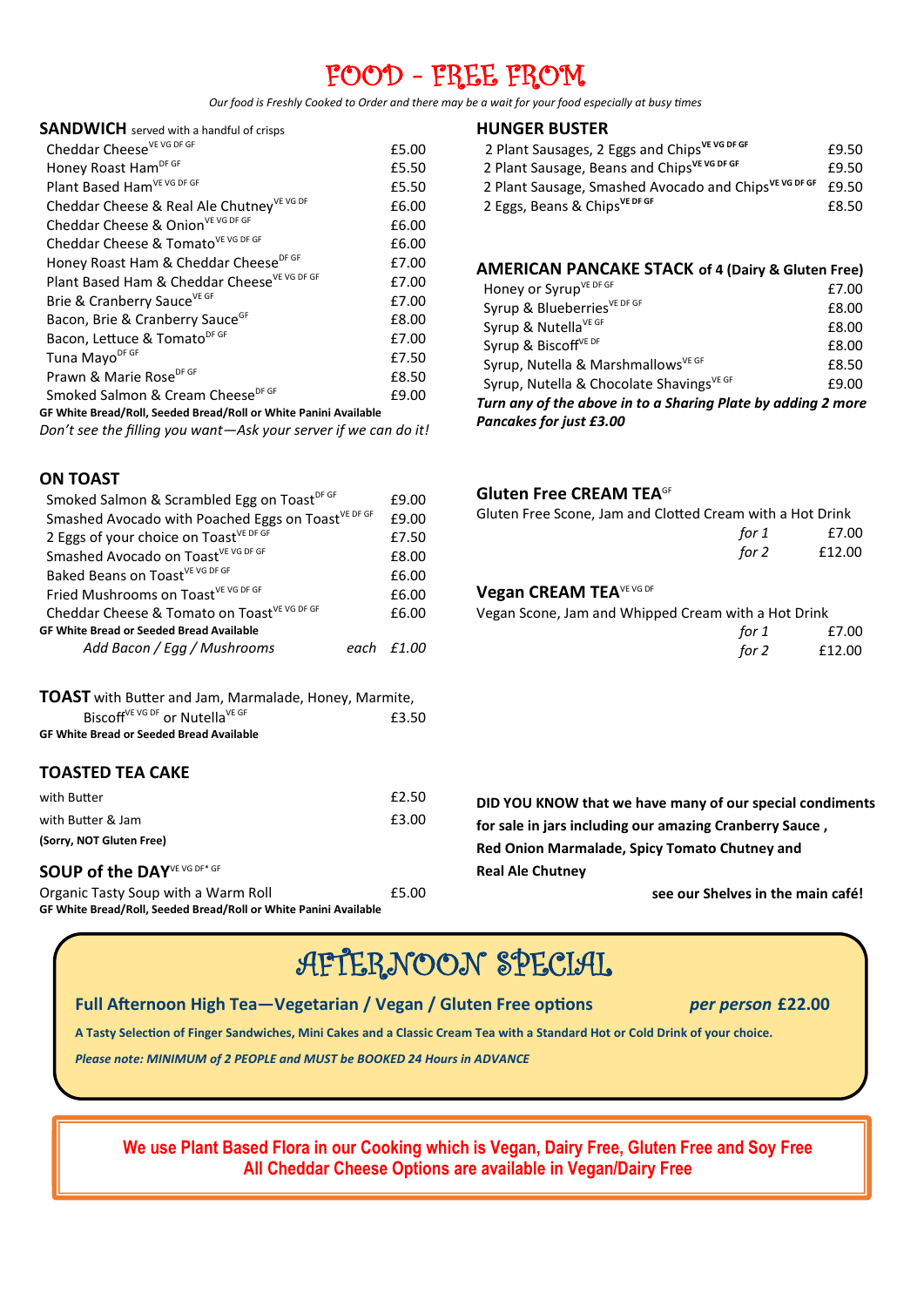# FOOD - FREE FROM

*Our food is Freshly Cooked to Order and there may be a wait for your food especially at busy times*

## SANDWICH served with a handful of crisps

| Item | Price |
|---|---|
| Cheddar Cheese VE VG DF GF | £5.00 |
| Honey Roast Ham DF GF | £5.50 |
| Plant Based Ham VE VG DF GF | £5.50 |
| Cheddar Cheese & Real Ale Chutney VE VG DF | £6.00 |
| Cheddar Cheese & Onion VE VG DF GF | £6.00 |
| Cheddar Cheese & Tomato VE VG DF GF | £6.00 |
| Honey Roast Ham & Cheddar Cheese DF GF | £7.00 |
| Plant Based Ham & Cheddar Cheese VE VG DF GF | £7.00 |
| Brie & Cranberry Sauce VE GF | £7.00 |
| Bacon, Brie & Cranberry Sauce GF | £8.00 |
| Bacon, Lettuce & Tomato DF GF | £7.00 |
| Tuna Mayo DF GF | £7.50 |
| Prawn & Marie Rose DF GF | £8.50 |
| Smoked Salmon & Cream Cheese DF GF | £9.00 |

**GF White Bread/Roll, Seeded Bread/Roll or White Panini Available**

*Don't see the filling you want—Ask your server if we can do it!*

## ON TOAST

| Item | Price |
|---|---|
| Smoked Salmon & Scrambled Egg on Toast DF GF | £9.00 |
| Smashed Avocado with Poached Eggs on Toast VE DF GF | £9.00 |
| 2 Eggs of your choice on Toast VE DF GF | £7.50 |
| Smashed Avocado on Toast VE VG DF GF | £8.00 |
| Baked Beans on Toast VE VG DF GF | £6.00 |
| Fried Mushrooms on Toast VE VG DF GF | £6.00 |
| Cheddar Cheese & Tomato on Toast VE VG DF GF | £6.00 |

**GF White Bread or Seeded Bread Available**

*Add Bacon / Egg / Mushrooms each £1.00*

## TOAST with Butter and Jam, Marmalade, Honey, Marmite, Biscoff VE VG DF or Nutella VE GF — £3.50

**GF White Bread or Seeded Bread Available**

## TOASTED TEA CAKE

| Item | Price |
|---|---|
| with Butter | £2.50 |
| with Butter & Jam | £3.00 |

**(Sorry, NOT Gluten Free)**

## SOUP of the DAY VE VG DF* GF

| Item | Price |
|---|---|
| Organic Tasty Soup with a Warm Roll | £5.00 |

**GF White Bread/Roll, Seeded Bread/Roll or White Panini Available**

## HUNGER BUSTER

| Item | Price |
|---|---|
| 2 Plant Sausages, 2 Eggs and Chips VE VG DF GF | £9.50 |
| 2 Plant Sausage, Beans and Chips VE VG DF GF | £9.50 |
| 2 Plant Sausage, Smashed Avocado and Chips VE VG DF GF | £9.50 |
| 2 Eggs, Beans & Chips VE DF GF | £8.50 |

## AMERICAN PANCAKE STACK of 4 (Dairy & Gluten Free)

| Item | Price |
|---|---|
| Honey or Syrup VE DF GF | £7.00 |
| Syrup & Blueberries VE DF GF | £8.00 |
| Syrup & Nutella VE GF | £8.00 |
| Syrup & Biscoff VE DF | £8.00 |
| Syrup, Nutella & Marshmallows VE GF | £8.50 |
| Syrup, Nutella & Chocolate Shavings VE GF | £9.00 |

***Turn any of the above in to a Sharing Plate by adding 2 more Pancakes for just £3.00***

## Gluten Free CREAM TEA GF

Gluten Free Scone, Jam and Clotted Cream with a Hot Drink

| | Price |
|---|---|
| *for 1* | £7.00 |
| *for 2* | £12.00 |

## Vegan CREAM TEA VE VG DF

Vegan Scone, Jam and Whipped Cream with a Hot Drink

| | Price |
|---|---|
| *for 1* | £7.00 |
| *for 2* | £12.00 |

**DID YOU KNOW that we have many of our special condiments for sale in jars including our amazing Cranberry Sauce , Red Onion Marmalade, Spicy Tomato Chutney and Real Ale Chutney**

**see our Shelves in the main café!**

# AFTERNOON SPECIAL

**Full Afternoon High Tea—Vegetarian / Vegan / Gluten Free options** — *per person* **£22.00**

**A Tasty Selection of Finger Sandwiches, Mini Cakes and a Classic Cream Tea with a Standard Hot or Cold Drink of your choice.**

***Please note: MINIMUM of 2 PEOPLE and MUST be BOOKED 24 Hours in ADVANCE***

**We use Plant Based Flora in our Cooking which is Vegan, Dairy Free, Gluten Free and Soy Free**
**All Cheddar Cheese Options are available in Vegan/Dairy Free**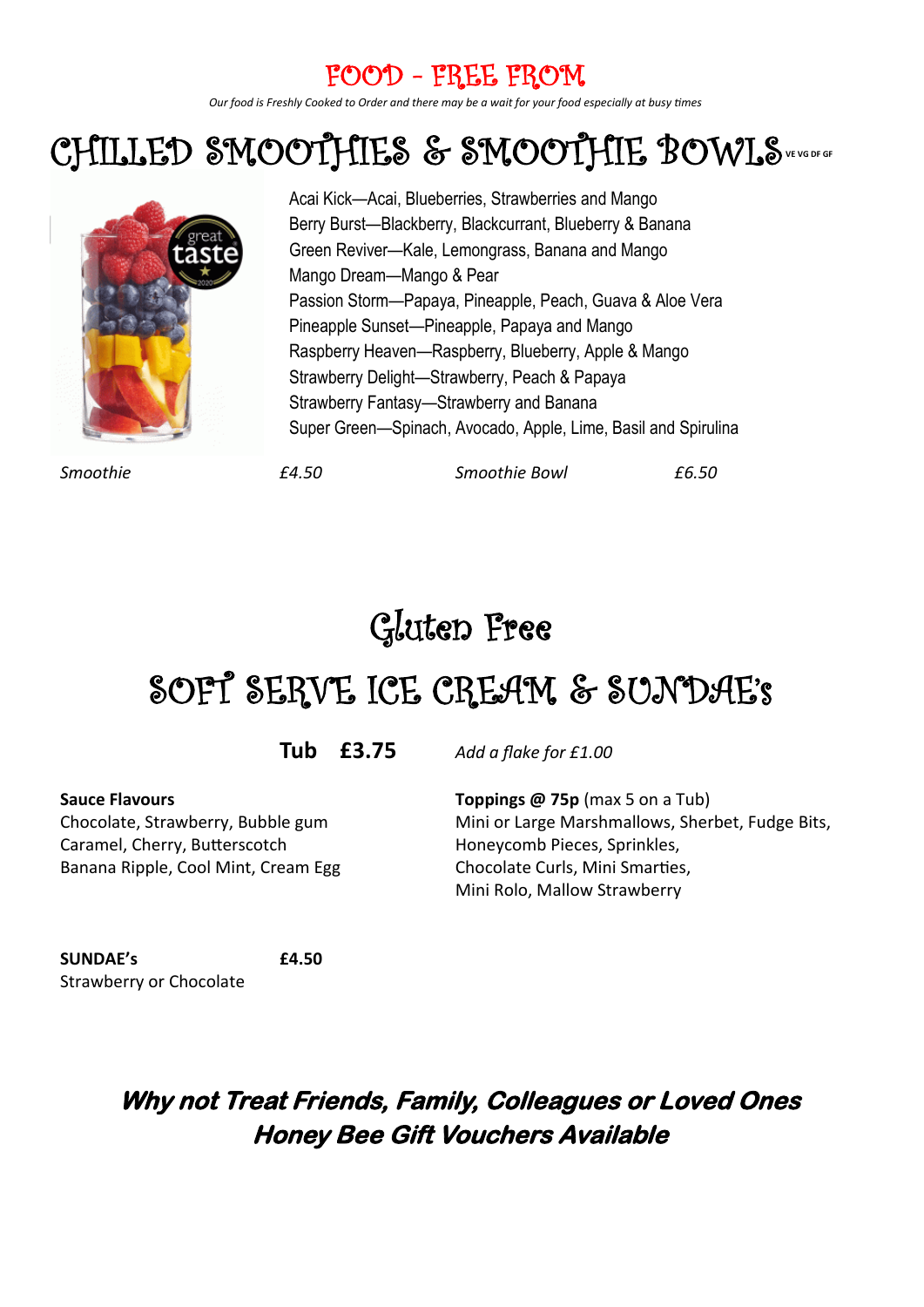# FOOD – FREE FROM

*Our food is Freshly Cooked to Order and there may be a wait for your food especially at busy times*

## CHILLED SMOOTHIES & SMOOTHIE BOWLS VE VG DF GF

Acai Kick—Acai, Blueberries, Strawberries and Mango
Berry Burst—Blackberry, Blackcurrant, Blueberry & Banana
Green Reviver—Kale, Lemongrass, Banana and Mango
Mango Dream—Mango & Pear
Passion Storm—Papaya, Pineapple, Peach, Guava & Aloe Vera
Pineapple Sunset—Pineapple, Papaya and Mango
Raspberry Heaven—Raspberry, Blueberry, Apple & Mango
Strawberry Delight—Strawberry, Peach & Papaya
Strawberry Fantasy—Strawberry and Banana
Super Green—Spinach, Avocado, Apple, Lime, Basil and Spirulina

*Smoothie* *£4.50* *Smoothie Bowl* *£6.50*

# Gluten Free

## SOFT SERVE ICE CREAM & SUNDAE's

**Tub £3.75** *Add a flake for £1.00*

**Sauce Flavours**
Chocolate, Strawberry, Bubble gum
Caramel, Cherry, Butterscotch
Banana Ripple, Cool Mint, Cream Egg

**Toppings @ 75p** (max 5 on a Tub)
Mini or Large Marshmallows, Sherbet, Fudge Bits,
Honeycomb Pieces, Sprinkles,
Chocolate Curls, Mini Smarties,
Mini Rolo, Mallow Strawberry

**SUNDAE's** **£4.50**
Strawberry or Chocolate

***Why not Treat Friends, Family, Colleagues or Loved Ones***
***Honey Bee Gift Vouchers Available***